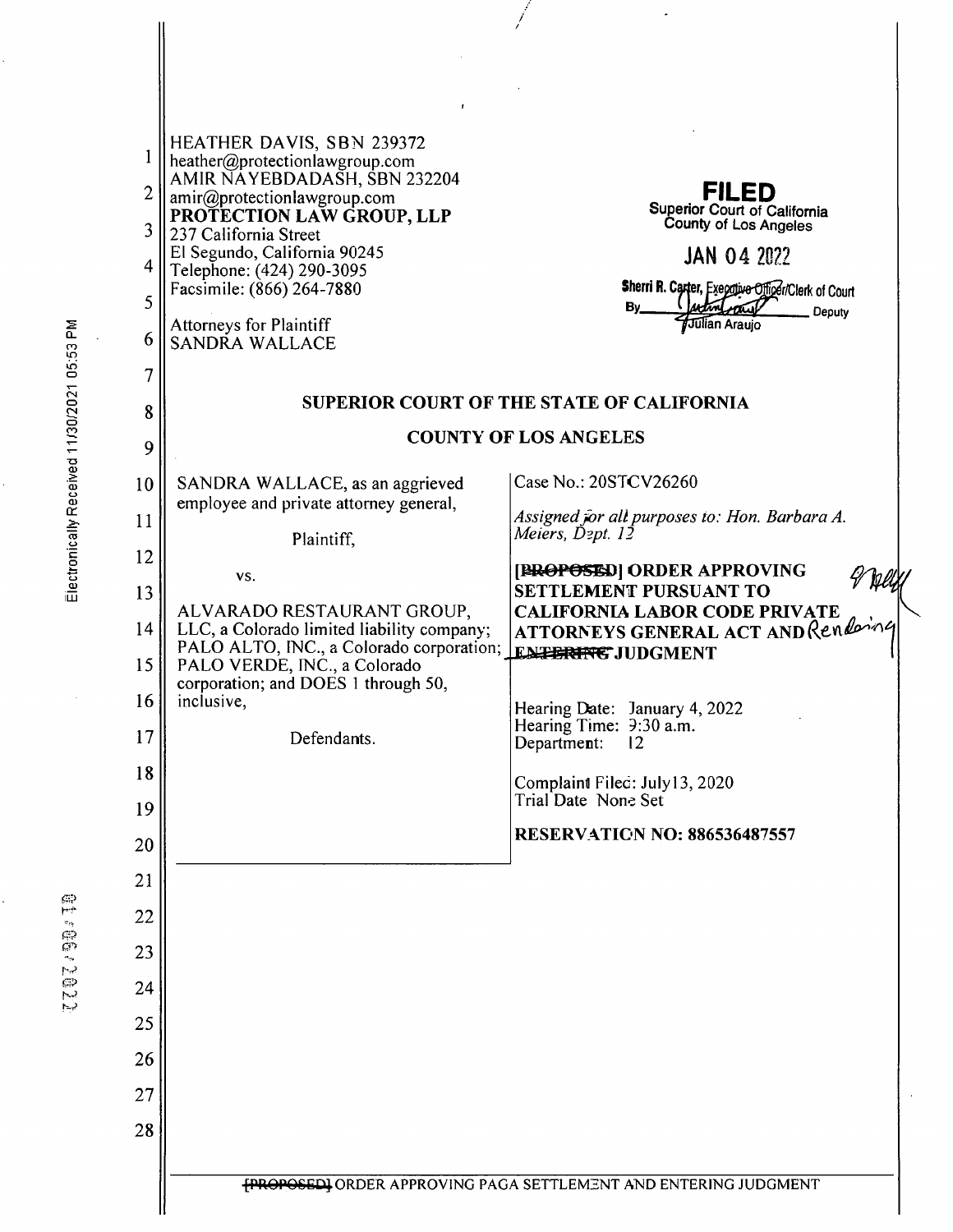HEATHER DAVIS, SBN 239372
heather@protectionlawgroup.com
AMIR NAYEBDADASH, SBN 232204
amir@protectionlawgroup.com
**PROTECTION LAW GROUP, LLP**
237 California Street
El Segundo, California 90245
Telephone: (424) 290-3095
Facsimile: (866) 264-7880

Attorneys for Plaintiff
SANDRA WALLACE

**FILED**
Superior Court of California
County of Los Angeles

JAN 04 2022

Sherri R. Carter, Executive Officer/Clerk of Court
By ______ Deputy
Julian Araujo

**SUPERIOR COURT OF THE STATE OF CALIFORNIA**

**COUNTY OF LOS ANGELES**

| | |
|---|---|
| SANDRA WALLACE, as an aggrieved employee and private attorney general,<br><br>Plaintiff,<br><br>vs.<br><br>ALVARADO RESTAURANT GROUP, LLC, a Colorado limited liability company; PALO ALTO, INC., a Colorado corporation; PALO VERDE, INC., a Colorado corporation; and DOES 1 through 50, inclusive,<br><br>Defendants. | Case No.: 20STCV26260<br><br>*Assigned for all purposes to: Hon. Barbara A. Meiers, Dept. 12*<br><br>**~~[PROPOSED]~~ ORDER APPROVING SETTLEMENT PURSUANT TO CALIFORNIA LABOR CODE PRIVATE ATTORNEYS GENERAL ACT AND Rendering ~~ENTERING~~ JUDGMENT**<br><br>Hearing Date: January 4, 2022<br>Hearing Time: 9:30 a.m.<br>Department: 12<br><br>Complaint Filed: July13, 2020<br>Trial Date None Set<br><br>**RESERVATION NO: 886536487557** |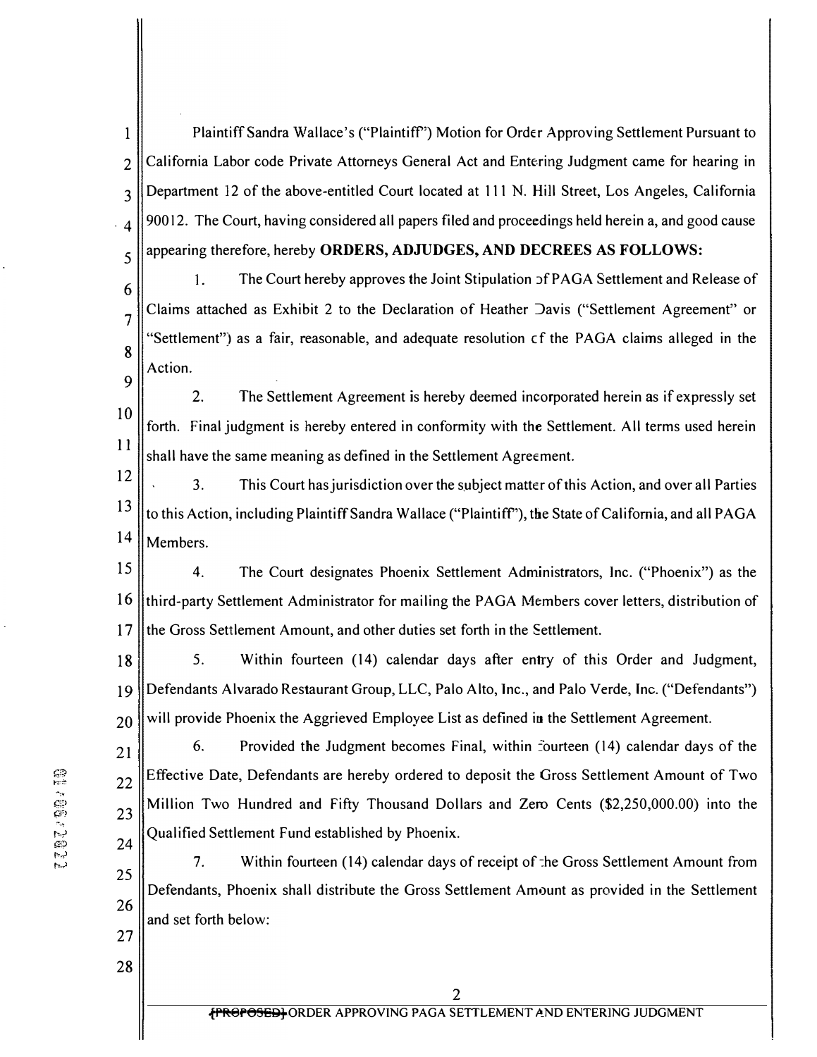Plaintiff Sandra Wallace's ("Plaintiff") Motion for Order Approving Settlement Pursuant to California Labor code Private Attorneys General Act and Entering Judgment came for hearing in Department 12 of the above-entitled Court located at 111 N. Hill Street, Los Angeles, California 90012. The Court, having considered all papers filed and proceedings held herein a, and good cause appearing therefore, hereby **ORDERS, ADJUDGES, AND DECREES AS FOLLOWS:**

1. The Court hereby approves the Joint Stipulation of PAGA Settlement and Release of Claims attached as Exhibit 2 to the Declaration of Heather Davis ("Settlement Agreement" or "Settlement") as a fair, reasonable, and adequate resolution of the PAGA claims alleged in the Action.

2. The Settlement Agreement is hereby deemed incorporated herein as if expressly set forth. Final judgment is hereby entered in conformity with the Settlement. All terms used herein shall have the same meaning as defined in the Settlement Agreement.

3. This Court has jurisdiction over the subject matter of this Action, and over all Parties to this Action, including Plaintiff Sandra Wallace ("Plaintiff"), the State of California, and all PAGA Members.

4. The Court designates Phoenix Settlement Administrators, Inc. ("Phoenix") as the third-party Settlement Administrator for mailing the PAGA Members cover letters, distribution of the Gross Settlement Amount, and other duties set forth in the Settlement.

5. Within fourteen (14) calendar days after entry of this Order and Judgment, Defendants Alvarado Restaurant Group, LLC, Palo Alto, Inc., and Palo Verde, Inc. ("Defendants") will provide Phoenix the Aggrieved Employee List as defined in the Settlement Agreement.

6. Provided the Judgment becomes Final, within fourteen (14) calendar days of the Effective Date, Defendants are hereby ordered to deposit the Gross Settlement Amount of Two Million Two Hundred and Fifty Thousand Dollars and Zero Cents ($2,250,000.00) into the Qualified Settlement Fund established by Phoenix.

7. Within fourteen (14) calendar days of receipt of the Gross Settlement Amount from Defendants, Phoenix shall distribute the Gross Settlement Amount as provided in the Settlement and set forth below:

~~[PROPOSED]~~ ORDER APPROVING PAGA SETTLEMENT AND ENTERING JUDGMENT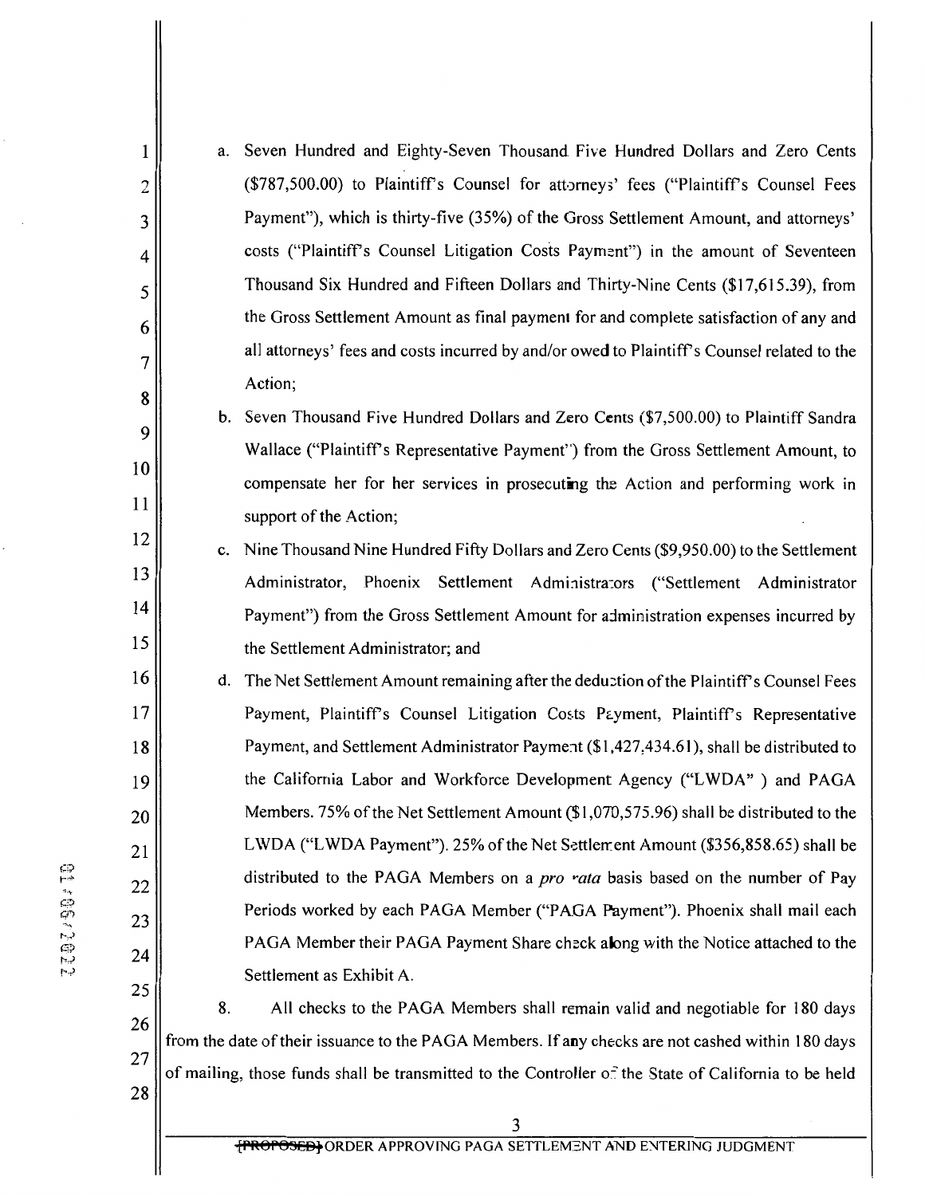a. Seven Hundred and Eighty-Seven Thousand Five Hundred Dollars and Zero Cents ($787,500.00) to Plaintiff's Counsel for attorneys' fees ("Plaintiff's Counsel Fees Payment"), which is thirty-five (35%) of the Gross Settlement Amount, and attorneys' costs ("Plaintiff's Counsel Litigation Costs Payment") in the amount of Seventeen Thousand Six Hundred and Fifteen Dollars and Thirty-Nine Cents ($17,615.39), from the Gross Settlement Amount as final payment for and complete satisfaction of any and all attorneys' fees and costs incurred by and/or owed to Plaintiff's Counsel related to the Action;

b. Seven Thousand Five Hundred Dollars and Zero Cents ($7,500.00) to Plaintiff Sandra Wallace ("Plaintiff's Representative Payment") from the Gross Settlement Amount, to compensate her for her services in prosecuting the Action and performing work in support of the Action;

c. Nine Thousand Nine Hundred Fifty Dollars and Zero Cents ($9,950.00) to the Settlement Administrator, Phoenix Settlement Administrators ("Settlement Administrator Payment") from the Gross Settlement Amount for administration expenses incurred by the Settlement Administrator; and

d. The Net Settlement Amount remaining after the deduction of the Plaintiff's Counsel Fees Payment, Plaintiff's Counsel Litigation Costs Payment, Plaintiff's Representative Payment, and Settlement Administrator Payment ($1,427,434.61), shall be distributed to the California Labor and Workforce Development Agency ("LWDA" ) and PAGA Members. 75% of the Net Settlement Amount ($1,070,575.96) shall be distributed to the LWDA ("LWDA Payment"). 25% of the Net Settlement Amount ($356,858.65) shall be distributed to the PAGA Members on a *pro rata* basis based on the number of Pay Periods worked by each PAGA Member ("PAGA Payment"). Phoenix shall mail each PAGA Member their PAGA Payment Share check along with the Notice attached to the Settlement as Exhibit A.

8. All checks to the PAGA Members shall remain valid and negotiable for 180 days from the date of their issuance to the PAGA Members. If any checks are not cashed within 180 days of mailing, those funds shall be transmitted to the Controller of the State of California to be held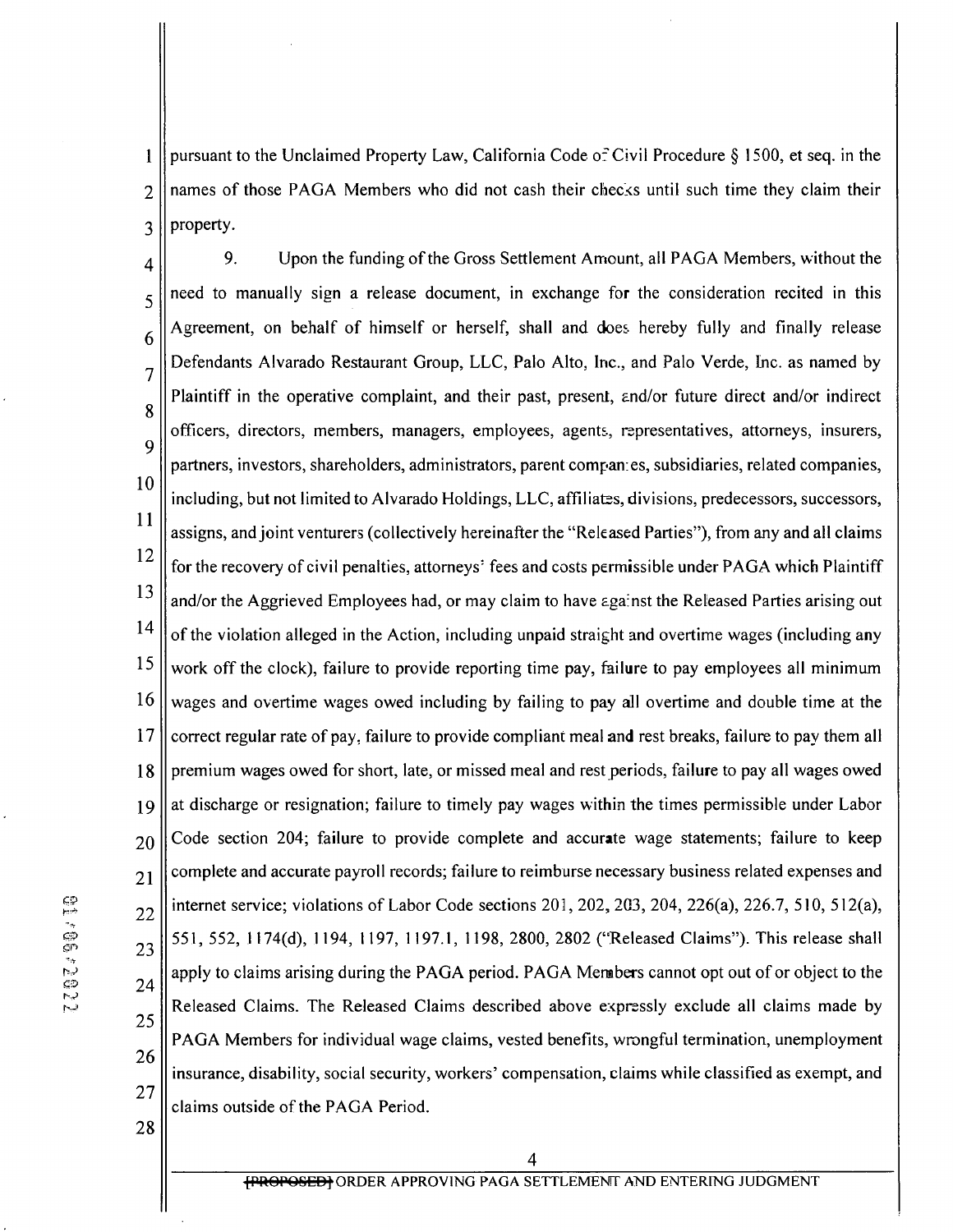pursuant to the Unclaimed Property Law, California Code of Civil Procedure § 1500, et seq. in the names of those PAGA Members who did not cash their checks until such time they claim their property.

9. Upon the funding of the Gross Settlement Amount, all PAGA Members, without the need to manually sign a release document, in exchange for the consideration recited in this Agreement, on behalf of himself or herself, shall and does hereby fully and finally release Defendants Alvarado Restaurant Group, LLC, Palo Alto, Inc., and Palo Verde, Inc. as named by Plaintiff in the operative complaint, and their past, present, and/or future direct and/or indirect officers, directors, members, managers, employees, agents, representatives, attorneys, insurers, partners, investors, shareholders, administrators, parent companies, subsidiaries, related companies, including, but not limited to Alvarado Holdings, LLC, affiliates, divisions, predecessors, successors, assigns, and joint venturers (collectively hereinafter the "Released Parties"), from any and all claims for the recovery of civil penalties, attorneys' fees and costs permissible under PAGA which Plaintiff and/or the Aggrieved Employees had, or may claim to have against the Released Parties arising out of the violation alleged in the Action, including unpaid straight and overtime wages (including any work off the clock), failure to provide reporting time pay, failure to pay employees all minimum wages and overtime wages owed including by failing to pay all overtime and double time at the correct regular rate of pay, failure to provide compliant meal and rest breaks, failure to pay them all premium wages owed for short, late, or missed meal and rest periods, failure to pay all wages owed at discharge or resignation; failure to timely pay wages within the times permissible under Labor Code section 204; failure to provide complete and accurate wage statements; failure to keep complete and accurate payroll records; failure to reimburse necessary business related expenses and internet service; violations of Labor Code sections 201, 202, 203, 204, 226(a), 226.7, 510, 512(a), 551, 552, 1174(d), 1194, 1197, 1197.1, 1198, 2800, 2802 ("Released Claims"). This release shall apply to claims arising during the PAGA period. PAGA Members cannot opt out of or object to the Released Claims. The Released Claims described above expressly exclude all claims made by PAGA Members for individual wage claims, vested benefits, wrongful termination, unemployment insurance, disability, social security, workers' compensation, claims while classified as exempt, and claims outside of the PAGA Period.

~~[PROPOSED]~~ ORDER APPROVING PAGA SETTLEMENT AND ENTERING JUDGMENT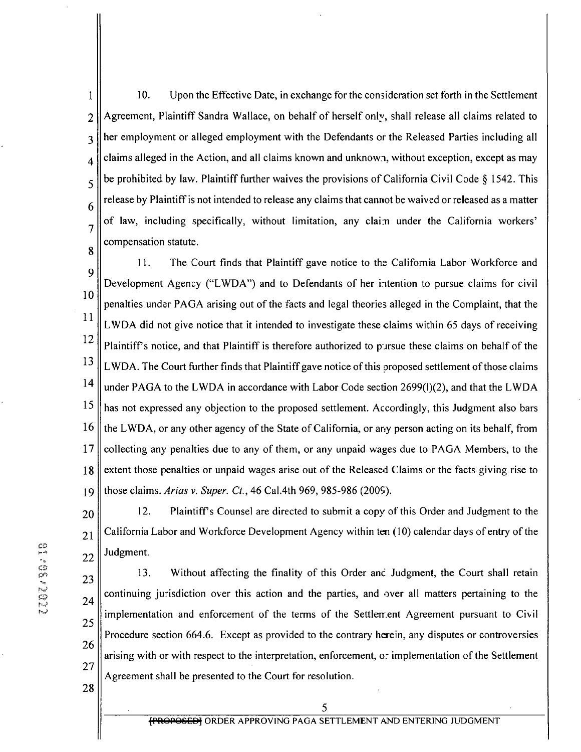10. Upon the Effective Date, in exchange for the consideration set forth in the Settlement Agreement, Plaintiff Sandra Wallace, on behalf of herself only, shall release all claims related to her employment or alleged employment with the Defendants or the Released Parties including all claims alleged in the Action, and all claims known and unknown, without exception, except as may be prohibited by law. Plaintiff further waives the provisions of California Civil Code § 1542. This release by Plaintiff is not intended to release any claims that cannot be waived or released as a matter of law, including specifically, without limitation, any claim under the California workers' compensation statute.

11. The Court finds that Plaintiff gave notice to the California Labor Workforce and Development Agency ("LWDA") and to Defendants of her intention to pursue claims for civil penalties under PAGA arising out of the facts and legal theories alleged in the Complaint, that the LWDA did not give notice that it intended to investigate these claims within 65 days of receiving Plaintiff's notice, and that Plaintiff is therefore authorized to pursue these claims on behalf of the LWDA. The Court further finds that Plaintiff gave notice of this proposed settlement of those claims under PAGA to the LWDA in accordance with Labor Code section 2699(l)(2), and that the LWDA has not expressed any objection to the proposed settlement. Accordingly, this Judgment also bars the LWDA, or any other agency of the State of California, or any person acting on its behalf, from collecting any penalties due to any of them, or any unpaid wages due to PAGA Members, to the extent those penalties or unpaid wages arise out of the Released Claims or the facts giving rise to those claims. *Arias v. Super. Ct.*, 46 Cal.4th 969, 985-986 (2009).

12. Plaintiff's Counsel are directed to submit a copy of this Order and Judgment to the California Labor and Workforce Development Agency within ten (10) calendar days of entry of the Judgment.

13. Without affecting the finality of this Order and Judgment, the Court shall retain continuing jurisdiction over this action and the parties, and over all matters pertaining to the implementation and enforcement of the terms of the Settlement Agreement pursuant to Civil Procedure section 664.6. Except as provided to the contrary herein, any disputes or controversies arising with or with respect to the interpretation, enforcement, or implementation of the Settlement Agreement shall be presented to the Court for resolution.

~~[PROPOSED]~~ ORDER APPROVING PAGA SETTLEMENT AND ENTERING JUDGMENT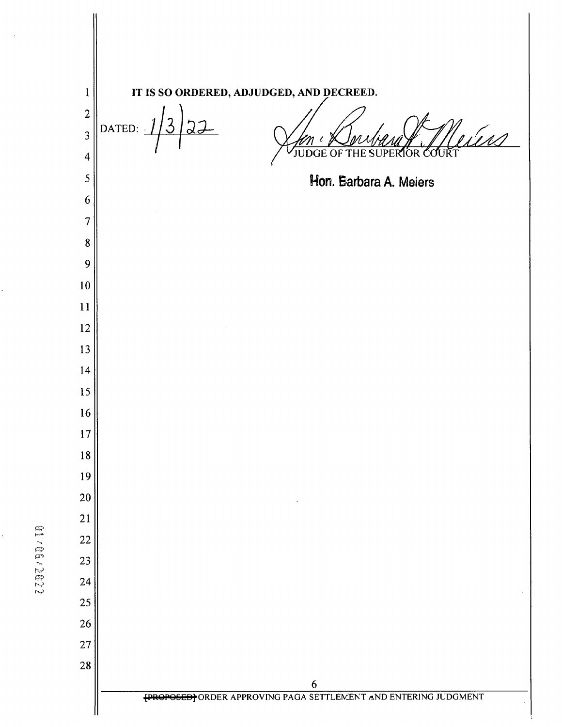**IT IS SO ORDERED, ADJUDGED, AND DECREED.**

DATED: 1/3/22

JUDGE OF THE SUPERIOR COURT

**Hon. Earbara A. Meiers**

~~[PROPOSED]~~ ORDER APPROVING PAGA SETTLEMENT AND ENTERING JUDGMENT